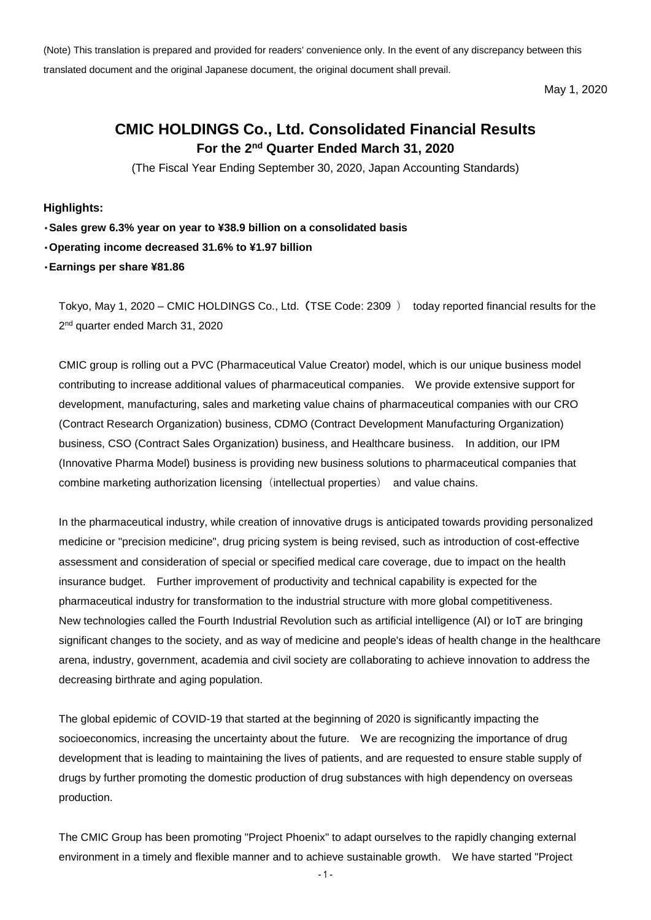(Note) This translation is prepared and provided for readers' convenience only. In the event of any discrepancy between this translated document and the original Japanese document, the original document shall prevail.

May 1, 2020

# CMIC HOLDINGS Co., Ltd. Consolidated Financial Results

## For the 2nd Quarter Ended March 31, 2020

(The Fiscal Year Ending September 30, 2020, Japan Accounting Standards)

**Highlights:**

- **Sales grew 6.3% year on year to ¥38.9 billion on a consolidated basis**
- **Operating income decreased 31.6% to ¥1.97 billion**
- **Earnings per share ¥81.86**

Tokyo, May 1, 2020 – CMIC HOLDINGS Co., Ltd.（TSE Code: 2309 ） today reported financial results for the 2nd quarter ended March 31, 2020

CMIC group is rolling out a PVC (Pharmaceutical Value Creator) model, which is our unique business model contributing to increase additional values of pharmaceutical companies. We provide extensive support for development, manufacturing, sales and marketing value chains of pharmaceutical companies with our CRO (Contract Research Organization) business, CDMO (Contract Development Manufacturing Organization) business, CSO (Contract Sales Organization) business, and Healthcare business. In addition, our IPM (Innovative Pharma Model) business is providing new business solutions to pharmaceutical companies that combine marketing authorization licensing（intellectual properties） and value chains.

In the pharmaceutical industry, while creation of innovative drugs is anticipated towards providing personalized medicine or "precision medicine", drug pricing system is being revised, such as introduction of cost-effective assessment and consideration of special or specified medical care coverage, due to impact on the health insurance budget. Further improvement of productivity and technical capability is expected for the pharmaceutical industry for transformation to the industrial structure with more global competitiveness. New technologies called the Fourth Industrial Revolution such as artificial intelligence (AI) or IoT are bringing significant changes to the society, and as way of medicine and people's ideas of health change in the healthcare arena, industry, government, academia and civil society are collaborating to achieve innovation to address the decreasing birthrate and aging population.

The global epidemic of COVID-19 that started at the beginning of 2020 is significantly impacting the socioeconomics, increasing the uncertainty about the future. We are recognizing the importance of drug development that is leading to maintaining the lives of patients, and are requested to ensure stable supply of drugs by further promoting the domestic production of drug substances with high dependency on overseas production.

The CMIC Group has been promoting "Project Phoenix" to adapt ourselves to the rapidly changing external environment in a timely and flexible manner and to achieve sustainable growth. We have started "Project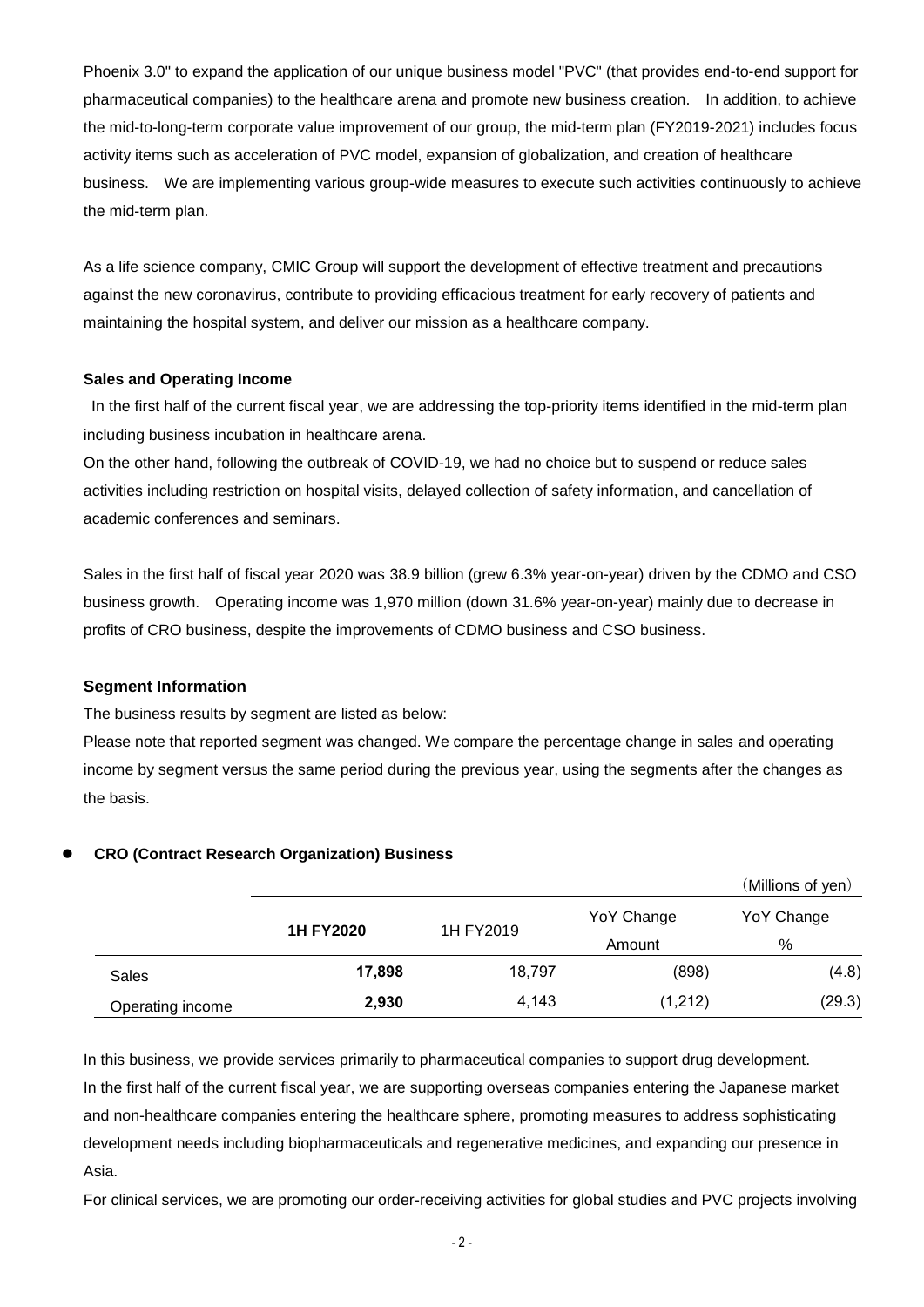Phoenix 3.0" to expand the application of our unique business model "PVC" (that provides end-to-end support for pharmaceutical companies) to the healthcare arena and promote new business creation. In addition, to achieve the mid-to-long-term corporate value improvement of our group, the mid-term plan (FY2019-2021) includes focus activity items such as acceleration of PVC model, expansion of globalization, and creation of healthcare business. We are implementing various group-wide measures to execute such activities continuously to achieve the mid-term plan.

As a life science company, CMIC Group will support the development of effective treatment and precautions against the new coronavirus, contribute to providing efficacious treatment for early recovery of patients and maintaining the hospital system, and deliver our mission as a healthcare company.

**Sales and Operating Income**

In the first half of the current fiscal year, we are addressing the top-priority items identified in the mid-term plan including business incubation in healthcare arena.

On the other hand, following the outbreak of COVID-19, we had no choice but to suspend or reduce sales activities including restriction on hospital visits, delayed collection of safety information, and cancellation of academic conferences and seminars.

Sales in the first half of fiscal year 2020 was 38.9 billion (grew 6.3% year-on-year) driven by the CDMO and CSO business growth. Operating income was 1,970 million (down 31.6% year-on-year) mainly due to decrease in profits of CRO business, despite the improvements of CDMO business and CSO business.

**Segment Information**

The business results by segment are listed as below:

Please note that reported segment was changed. We compare the percentage change in sales and operating income by segment versus the same period during the previous year, using the segments after the changes as the basis.

- **CRO (Contract Research Organization) Business**

（Millions of yen）

| | **1H FY2020** | 1H FY2019 | YoY Change Amount | YoY Change % |
|---|---|---|---|---|
| Sales | **17,898** | 18,797 | (898) | (4.8) |
| Operating income | **2,930** | 4,143 | (1,212) | (29.3) |

In this business, we provide services primarily to pharmaceutical companies to support drug development. In the first half of the current fiscal year, we are supporting overseas companies entering the Japanese market and non-healthcare companies entering the healthcare sphere, promoting measures to address sophisticating development needs including biopharmaceuticals and regenerative medicines, and expanding our presence in Asia.

For clinical services, we are promoting our order-receiving activities for global studies and PVC projects involving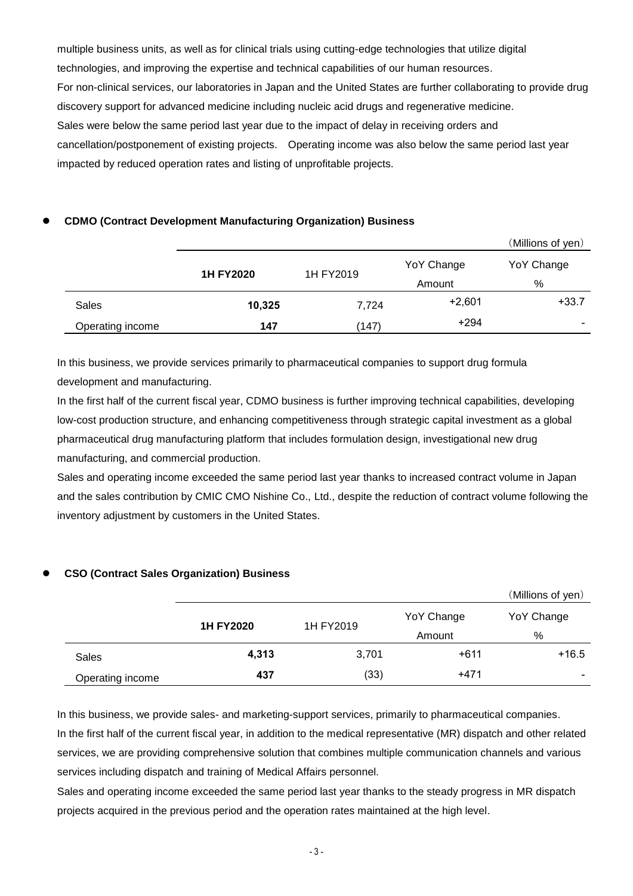multiple business units, as well as for clinical trials using cutting-edge technologies that utilize digital technologies, and improving the expertise and technical capabilities of our human resources.

For non-clinical services, our laboratories in Japan and the United States are further collaborating to provide drug discovery support for advanced medicine including nucleic acid drugs and regenerative medicine.

Sales were below the same period last year due to the impact of delay in receiving orders and cancellation/postponement of existing projects. Operating income was also below the same period last year impacted by reduced operation rates and listing of unprofitable projects.

- **CDMO (Contract Development Manufacturing Organization) Business**

(Millions of yen)

| | **1H FY2020** | 1H FY2019 | YoY Change Amount | YoY Change % |
|---|---|---|---|---|
| Sales | **10,325** | 7,724 | +2,601 | +33.7 |
| Operating income | **147** | (147) | +294 | - |

In this business, we provide services primarily to pharmaceutical companies to support drug formula development and manufacturing.

In the first half of the current fiscal year, CDMO business is further improving technical capabilities, developing low-cost production structure, and enhancing competitiveness through strategic capital investment as a global pharmaceutical drug manufacturing platform that includes formulation design, investigational new drug manufacturing, and commercial production.

Sales and operating income exceeded the same period last year thanks to increased contract volume in Japan and the sales contribution by CMIC CMO Nishine Co., Ltd., despite the reduction of contract volume following the inventory adjustment by customers in the United States.

- **CSO (Contract Sales Organization) Business**

(Millions of yen)

| | **1H FY2020** | 1H FY2019 | YoY Change Amount | YoY Change % |
|---|---|---|---|---|
| Sales | **4,313** | 3,701 | +611 | +16.5 |
| Operating income | **437** | (33) | +471 | - |

In this business, we provide sales- and marketing-support services, primarily to pharmaceutical companies.

In the first half of the current fiscal year, in addition to the medical representative (MR) dispatch and other related services, we are providing comprehensive solution that combines multiple communication channels and various services including dispatch and training of Medical Affairs personnel.

Sales and operating income exceeded the same period last year thanks to the steady progress in MR dispatch projects acquired in the previous period and the operation rates maintained at the high level.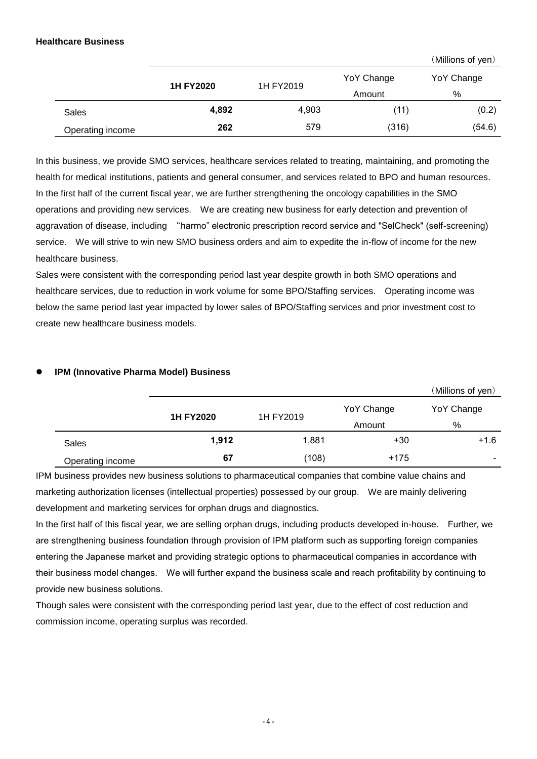**Healthcare Business**

（Millions of yen）

| | 1H FY2020 | 1H FY2019 | YoY Change Amount | YoY Change % |
|---|---|---|---|---|
| Sales | **4,892** | 4,903 | (11) | (0.2) |
| Operating income | **262** | 579 | (316) | (54.6) |

In this business, we provide SMO services, healthcare services related to treating, maintaining, and promoting the health for medical institutions, patients and general consumer, and services related to BPO and human resources. In the first half of the current fiscal year, we are further strengthening the oncology capabilities in the SMO operations and providing new services. We are creating new business for early detection and prevention of aggravation of disease, including "harmo" electronic prescription record service and "SelCheck" (self-screening) service. We will strive to win new SMO business orders and aim to expedite the in-flow of income for the new healthcare business.

Sales were consistent with the corresponding period last year despite growth in both SMO operations and healthcare services, due to reduction in work volume for some BPO/Staffing services. Operating income was below the same period last year impacted by lower sales of BPO/Staffing services and prior investment cost to create new healthcare business models.

- **IPM (Innovative Pharma Model) Business**

（Millions of yen）

| | 1H FY2020 | 1H FY2019 | YoY Change Amount | YoY Change % |
|---|---|---|---|---|
| Sales | **1,912** | 1,881 | +30 | +1.6 |
| Operating income | **67** | (108) | +175 | - |

IPM business provides new business solutions to pharmaceutical companies that combine value chains and marketing authorization licenses (intellectual properties) possessed by our group. We are mainly delivering development and marketing services for orphan drugs and diagnostics.

In the first half of this fiscal year, we are selling orphan drugs, including products developed in-house. Further, we are strengthening business foundation through provision of IPM platform such as supporting foreign companies entering the Japanese market and providing strategic options to pharmaceutical companies in accordance with their business model changes. We will further expand the business scale and reach profitability by continuing to provide new business solutions.

Though sales were consistent with the corresponding period last year, due to the effect of cost reduction and commission income, operating surplus was recorded.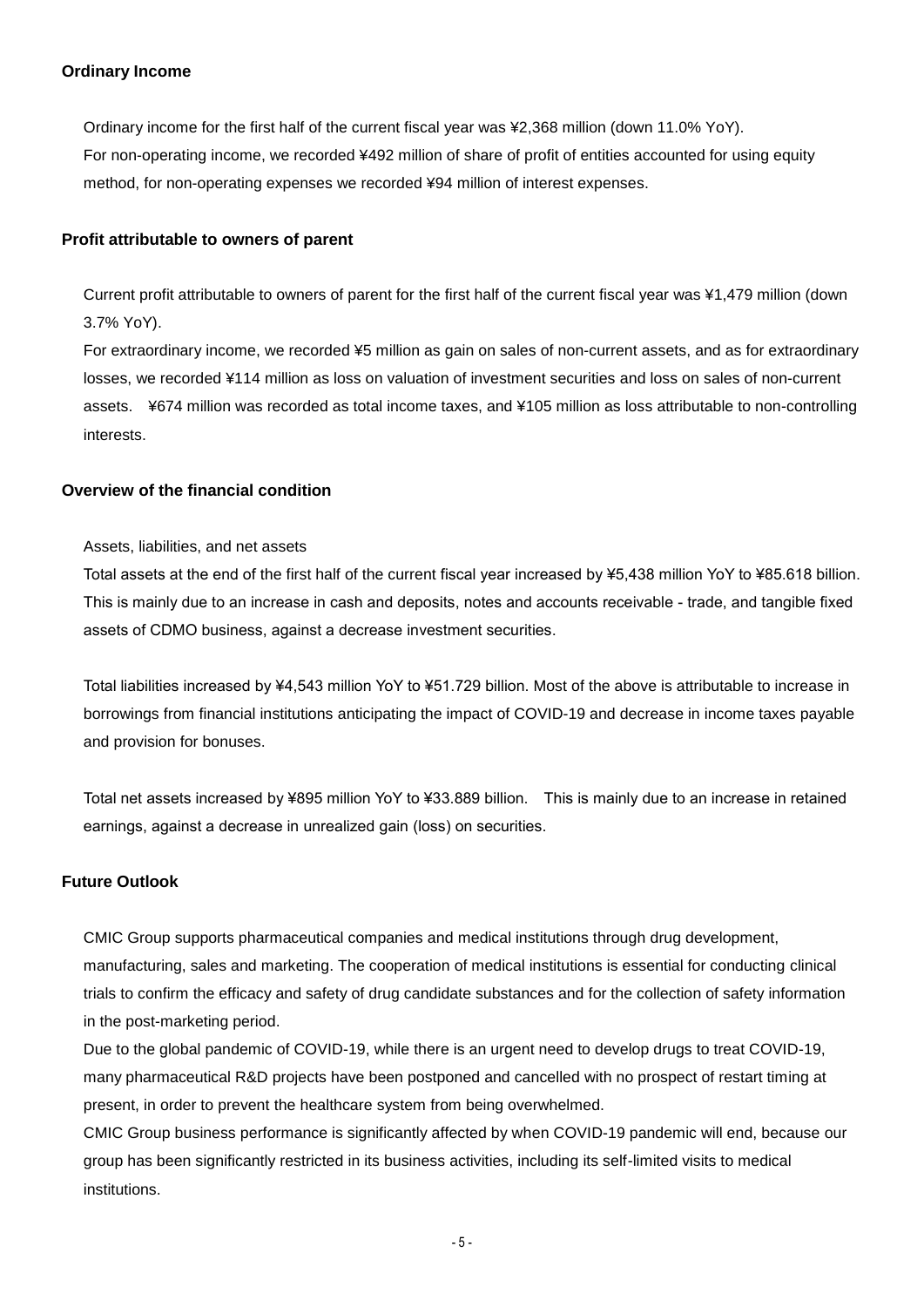### Ordinary Income

Ordinary income for the first half of the current fiscal year was ¥2,368 million (down 11.0% YoY).
For non-operating income, we recorded ¥492 million of share of profit of entities accounted for using equity method, for non-operating expenses we recorded ¥94 million of interest expenses.

### Profit attributable to owners of parent

Current profit attributable to owners of parent for the first half of the current fiscal year was ¥1,479 million (down 3.7% YoY).
For extraordinary income, we recorded ¥5 million as gain on sales of non-current assets, and as for extraordinary losses, we recorded ¥114 million as loss on valuation of investment securities and loss on sales of non-current assets. ¥674 million was recorded as total income taxes, and ¥105 million as loss attributable to non-controlling interests.

### Overview of the financial condition

Assets, liabilities, and net assets
Total assets at the end of the first half of the current fiscal year increased by ¥5,438 million YoY to ¥85.618 billion. This is mainly due to an increase in cash and deposits, notes and accounts receivable - trade, and tangible fixed assets of CDMO business, against a decrease investment securities.

Total liabilities increased by ¥4,543 million YoY to ¥51.729 billion. Most of the above is attributable to increase in borrowings from financial institutions anticipating the impact of COVID-19 and decrease in income taxes payable and provision for bonuses.

Total net assets increased by ¥895 million YoY to ¥33.889 billion. This is mainly due to an increase in retained earnings, against a decrease in unrealized gain (loss) on securities.

### Future Outlook

CMIC Group supports pharmaceutical companies and medical institutions through drug development, manufacturing, sales and marketing. The cooperation of medical institutions is essential for conducting clinical trials to confirm the efficacy and safety of drug candidate substances and for the collection of safety information in the post-marketing period.
Due to the global pandemic of COVID-19, while there is an urgent need to develop drugs to treat COVID-19, many pharmaceutical R&D projects have been postponed and cancelled with no prospect of restart timing at present, in order to prevent the healthcare system from being overwhelmed.
CMIC Group business performance is significantly affected by when COVID-19 pandemic will end, because our group has been significantly restricted in its business activities, including its self-limited visits to medical institutions.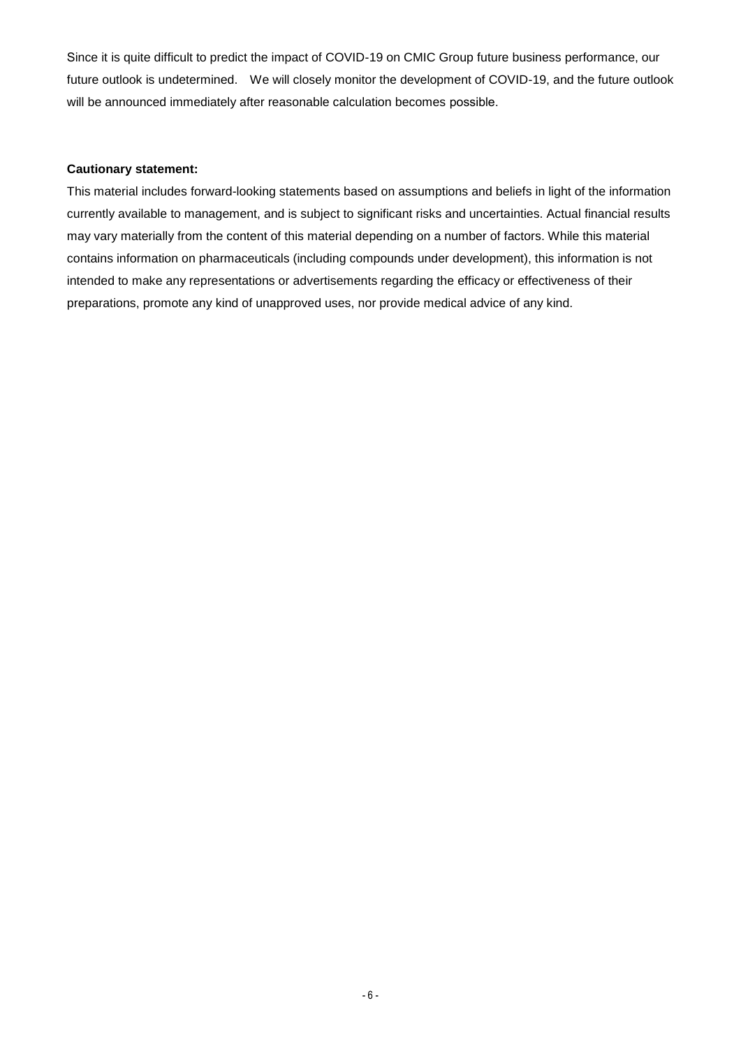Since it is quite difficult to predict the impact of COVID-19 on CMIC Group future business performance, our future outlook is undetermined. We will closely monitor the development of COVID-19, and the future outlook will be announced immediately after reasonable calculation becomes possible.

**Cautionary statement:**

This material includes forward-looking statements based on assumptions and beliefs in light of the information currently available to management, and is subject to significant risks and uncertainties. Actual financial results may vary materially from the content of this material depending on a number of factors. While this material contains information on pharmaceuticals (including compounds under development), this information is not intended to make any representations or advertisements regarding the efficacy or effectiveness of their preparations, promote any kind of unapproved uses, nor provide medical advice of any kind.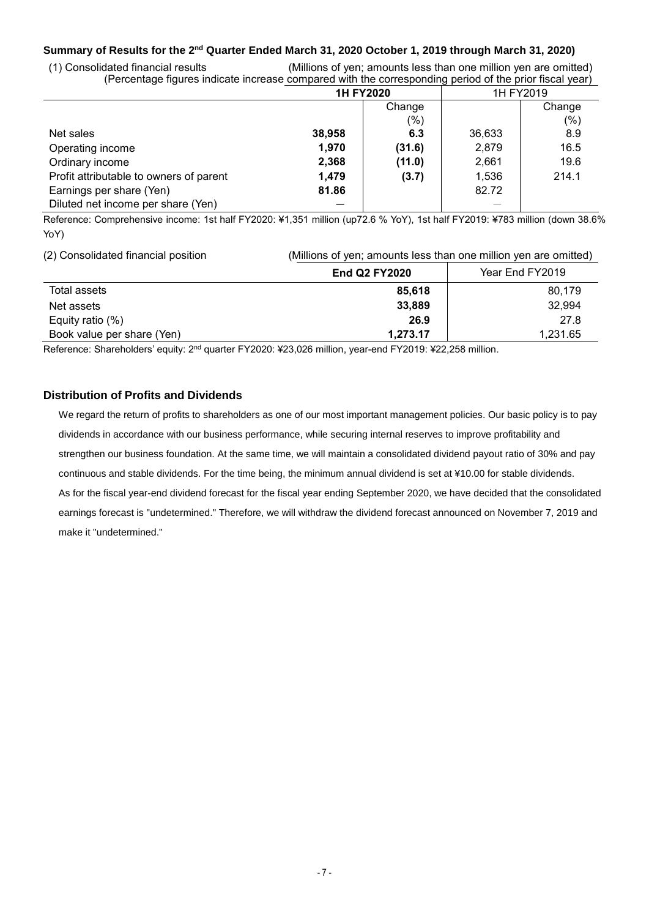### Summary of Results for the 2nd Quarter Ended March 31, 2020 October 1, 2019 through March 31, 2020)

(1) Consolidated financial results (Millions of yen; amounts less than one million yen are omitted)
(Percentage figures indicate increase compared with the corresponding period of the prior fiscal year)

| | **1H FY2020** | | 1H FY2019 | |
|---|---|---|---|---|
| | | Change (%) | | Change (%) |
| Net sales | **38,958** | **6.3** | 36,633 | 8.9 |
| Operating income | **1,970** | **(31.6)** | 2,879 | 16.5 |
| Ordinary income | **2,368** | **(11.0)** | 2,661 | 19.6 |
| Profit attributable to owners of parent | **1,479** | **(3.7)** | 1,536 | 214.1 |
| Earnings per share (Yen) | **81.86** | | 82.72 | |
| Diluted net income per share (Yen) | **—** | | — | |

Reference: Comprehensive income: 1st half FY2020: ¥1,351 million (up72.6 % YoY), 1st half FY2019: ¥783 million (down 38.6% YoY)

(2) Consolidated financial position (Millions of yen; amounts less than one million yen are omitted)

| | **End Q2 FY2020** | Year End FY2019 |
|---|---|---|
| Total assets | **85,618** | 80,179 |
| Net assets | **33,889** | 32,994 |
| Equity ratio (%) | **26.9** | 27.8 |
| Book value per share (Yen) | **1,273.17** | 1,231.65 |

Reference: Shareholders' equity: 2nd quarter FY2020: ¥23,026 million, year-end FY2019: ¥22,258 million.

### Distribution of Profits and Dividends

We regard the return of profits to shareholders as one of our most important management policies. Our basic policy is to pay dividends in accordance with our business performance, while securing internal reserves to improve profitability and strengthen our business foundation. At the same time, we will maintain a consolidated dividend payout ratio of 30% and pay continuous and stable dividends. For the time being, the minimum annual dividend is set at ¥10.00 for stable dividends.
As for the fiscal year-end dividend forecast for the fiscal year ending September 2020, we have decided that the consolidated earnings forecast is "undetermined." Therefore, we will withdraw the dividend forecast announced on November 7, 2019 and make it "undetermined."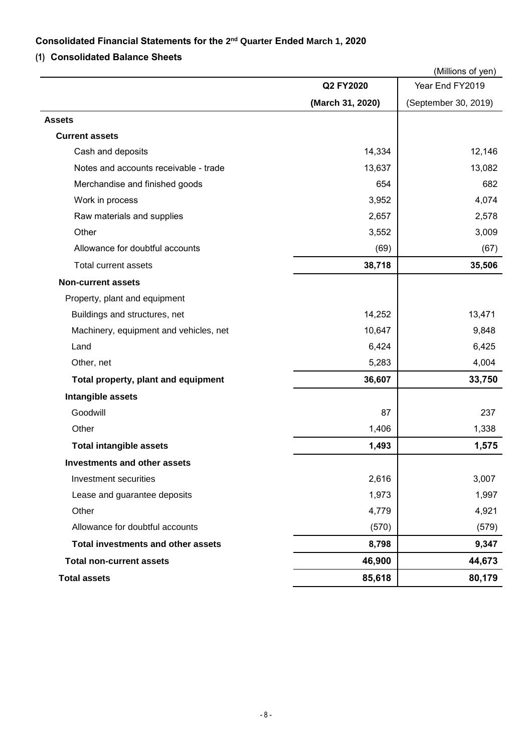## Consolidated Financial Statements for the 2nd Quarter Ended March 1, 2020

### (1) Consolidated Balance Sheets

(Millions of yen)

| | Q2 FY2020 (March 31, 2020) | Year End FY2019 (September 30, 2019) |
|---|---|---|
| **Assets** | | |
| **Current assets** | | |
| Cash and deposits | 14,334 | 12,146 |
| Notes and accounts receivable - trade | 13,637 | 13,082 |
| Merchandise and finished goods | 654 | 682 |
| Work in process | 3,952 | 4,074 |
| Raw materials and supplies | 2,657 | 2,578 |
| Other | 3,552 | 3,009 |
| Allowance for doubtful accounts | (69) | (67) |
| Total current assets | **38,718** | **35,506** |
| **Non-current assets** | | |
| Property, plant and equipment | | |
| Buildings and structures, net | 14,252 | 13,471 |
| Machinery, equipment and vehicles, net | 10,647 | 9,848 |
| Land | 6,424 | 6,425 |
| Other, net | 5,283 | 4,004 |
| **Total property, plant and equipment** | **36,607** | **33,750** |
| **Intangible assets** | | |
| Goodwill | 87 | 237 |
| Other | 1,406 | 1,338 |
| **Total intangible assets** | **1,493** | **1,575** |
| **Investments and other assets** | | |
| Investment securities | 2,616 | 3,007 |
| Lease and guarantee deposits | 1,973 | 1,997 |
| Other | 4,779 | 4,921 |
| Allowance for doubtful accounts | (570) | (579) |
| **Total investments and other assets** | **8,798** | **9,347** |
| **Total non-current assets** | **46,900** | **44,673** |
| **Total assets** | **85,618** | **80,179** |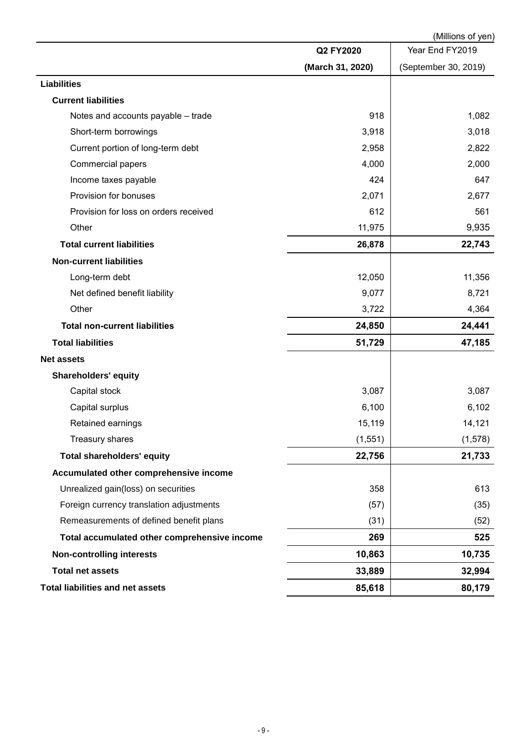(Millions of yen)

| | Q2 FY2020 (March 31, 2020) | Year End FY2019 (September 30, 2019) |
|---|---|---|
| **Liabilities** | | |
| **Current liabilities** | | |
| Notes and accounts payable – trade | 918 | 1,082 |
| Short-term borrowings | 3,918 | 3,018 |
| Current portion of long-term debt | 2,958 | 2,822 |
| Commercial papers | 4,000 | 2,000 |
| Income taxes payable | 424 | 647 |
| Provision for bonuses | 2,071 | 2,677 |
| Provision for loss on orders received | 612 | 561 |
| Other | 11,975 | 9,935 |
| **Total current liabilities** | **26,878** | **22,743** |
| **Non-current liabilities** | | |
| Long-term debt | 12,050 | 11,356 |
| Net defined benefit liability | 9,077 | 8,721 |
| Other | 3,722 | 4,364 |
| **Total non-current liabilities** | **24,850** | **24,441** |
| **Total liabilities** | **51,729** | **47,185** |
| **Net assets** | | |
| **Shareholders' equity** | | |
| Capital stock | 3,087 | 3,087 |
| Capital surplus | 6,100 | 6,102 |
| Retained earnings | 15,119 | 14,121 |
| Treasury shares | (1,551) | (1,578) |
| **Total shareholders' equity** | **22,756** | **21,733** |
| **Accumulated other comprehensive income** | | |
| Unrealized gain(loss) on securities | 358 | 613 |
| Foreign currency translation adjustments | (57) | (35) |
| Remeasurements of defined benefit plans | (31) | (52) |
| **Total accumulated other comprehensive income** | **269** | **525** |
| **Non-controlling interests** | **10,863** | **10,735** |
| **Total net assets** | **33,889** | **32,994** |
| **Total liabilities and net assets** | **85,618** | **80,179** |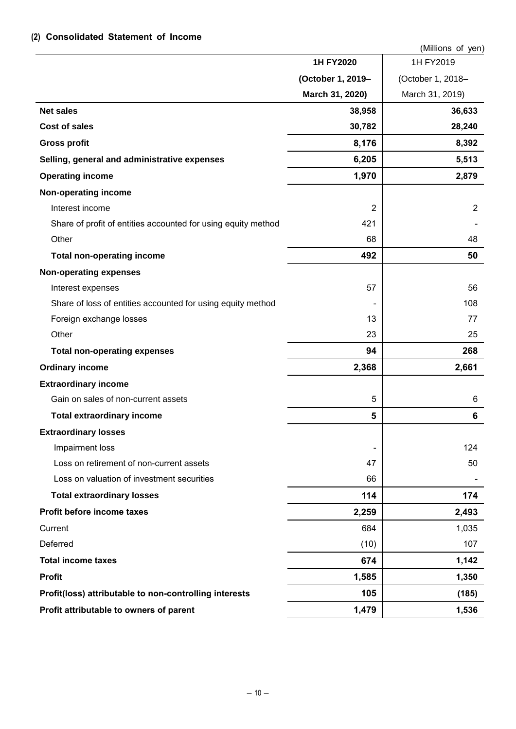### (2) Consolidated Statement of Income

(Millions of yen)

| | **1H FY2020 (October 1, 2019– March 31, 2020)** | 1H FY2019 (October 1, 2018– March 31, 2019) |
|---|---|---|
| **Net sales** | **38,958** | **36,633** |
| **Cost of sales** | **30,782** | **28,240** |
| **Gross profit** | **8,176** | **8,392** |
| **Selling, general and administrative expenses** | **6,205** | **5,513** |
| **Operating income** | **1,970** | **2,879** |
| **Non-operating income** | | |
| Interest income | 2 | 2 |
| Share of profit of entities accounted for using equity method | 421 | - |
| Other | 68 | 48 |
| **Total non-operating income** | **492** | **50** |
| **Non-operating expenses** | | |
| Interest expenses | 57 | 56 |
| Share of loss of entities accounted for using equity method | - | 108 |
| Foreign exchange losses | 13 | 77 |
| Other | 23 | 25 |
| **Total non-operating expenses** | **94** | **268** |
| **Ordinary income** | **2,368** | **2,661** |
| **Extraordinary income** | | |
| Gain on sales of non-current assets | 5 | 6 |
| **Total extraordinary income** | **5** | **6** |
| **Extraordinary losses** | | |
| Impairment loss | - | 124 |
| Loss on retirement of non-current assets | 47 | 50 |
| Loss on valuation of investment securities | 66 | - |
| **Total extraordinary losses** | **114** | **174** |
| **Profit before income taxes** | **2,259** | **2,493** |
| Current | 684 | 1,035 |
| Deferred | (10) | 107 |
| **Total income taxes** | **674** | **1,142** |
| **Profit** | **1,585** | **1,350** |
| **Profit(loss) attributable to non-controlling interests** | **105** | **(185)** |
| **Profit attributable to owners of parent** | **1,479** | **1,536** |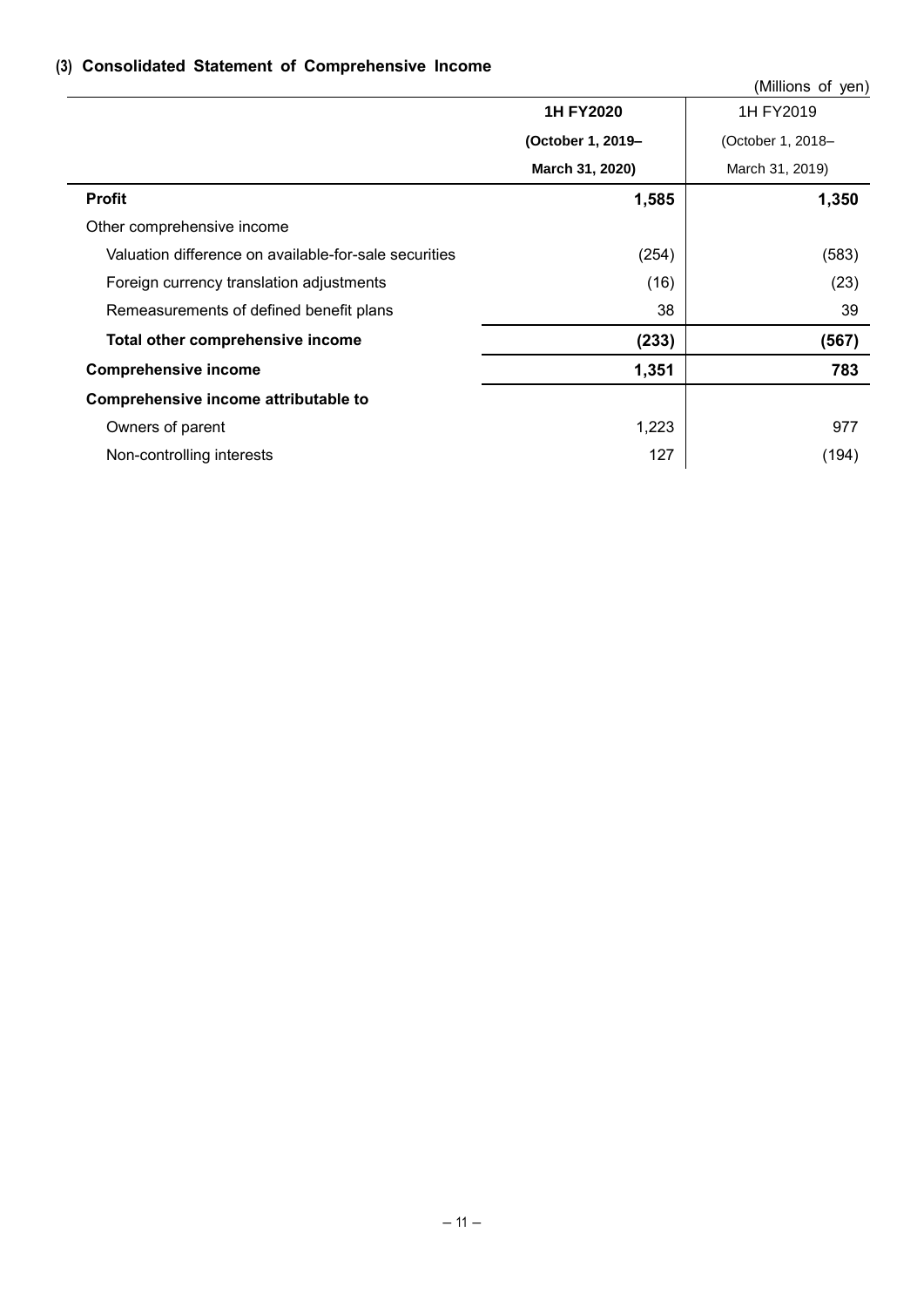### (3) Consolidated Statement of Comprehensive Income

(Millions of yen)

| | 1H FY2020 (October 1, 2019– March 31, 2020) | 1H FY2019 (October 1, 2018– March 31, 2019) |
|---|---|---|
| **Profit** | **1,585** | **1,350** |
| Other comprehensive income | | |
| Valuation difference on available-for-sale securities | (254) | (583) |
| Foreign currency translation adjustments | (16) | (23) |
| Remeasurements of defined benefit plans | 38 | 39 |
| **Total other comprehensive income** | **(233)** | **(567)** |
| **Comprehensive income** | **1,351** | **783** |
| **Comprehensive income attributable to** | | |
| Owners of parent | 1,223 | 977 |
| Non-controlling interests | 127 | (194) |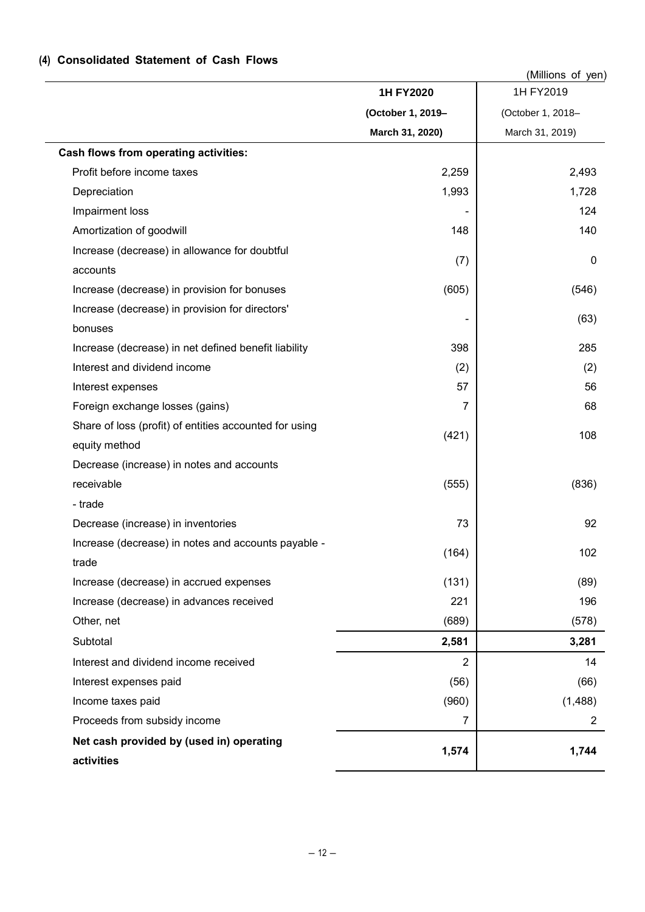#### (4) Consolidated Statement of Cash Flows

(Millions of yen)

| | 1H FY2020 (October 1, 2019– March 31, 2020) | 1H FY2019 (October 1, 2018– March 31, 2019) |
|---|---|---|
| **Cash flows from operating activities:** | | |
| Profit before income taxes | 2,259 | 2,493 |
| Depreciation | 1,993 | 1,728 |
| Impairment loss | - | 124 |
| Amortization of goodwill | 148 | 140 |
| Increase (decrease) in allowance for doubtful accounts | (7) | 0 |
| Increase (decrease) in provision for bonuses | (605) | (546) |
| Increase (decrease) in provision for directors' bonuses | - | (63) |
| Increase (decrease) in net defined benefit liability | 398 | 285 |
| Interest and dividend income | (2) | (2) |
| Interest expenses | 57 | 56 |
| Foreign exchange losses (gains) | 7 | 68 |
| Share of loss (profit) of entities accounted for using equity method | (421) | 108 |
| Decrease (increase) in notes and accounts receivable - trade | (555) | (836) |
| Decrease (increase) in inventories | 73 | 92 |
| Increase (decrease) in notes and accounts payable - trade | (164) | 102 |
| Increase (decrease) in accrued expenses | (131) | (89) |
| Increase (decrease) in advances received | 221 | 196 |
| Other, net | (689) | (578) |
| Subtotal | **2,581** | **3,281** |
| Interest and dividend income received | 2 | 14 |
| Interest expenses paid | (56) | (66) |
| Income taxes paid | (960) | (1,488) |
| Proceeds from subsidy income | 7 | 2 |
| **Net cash provided by (used in) operating activities** | **1,574** | **1,744** |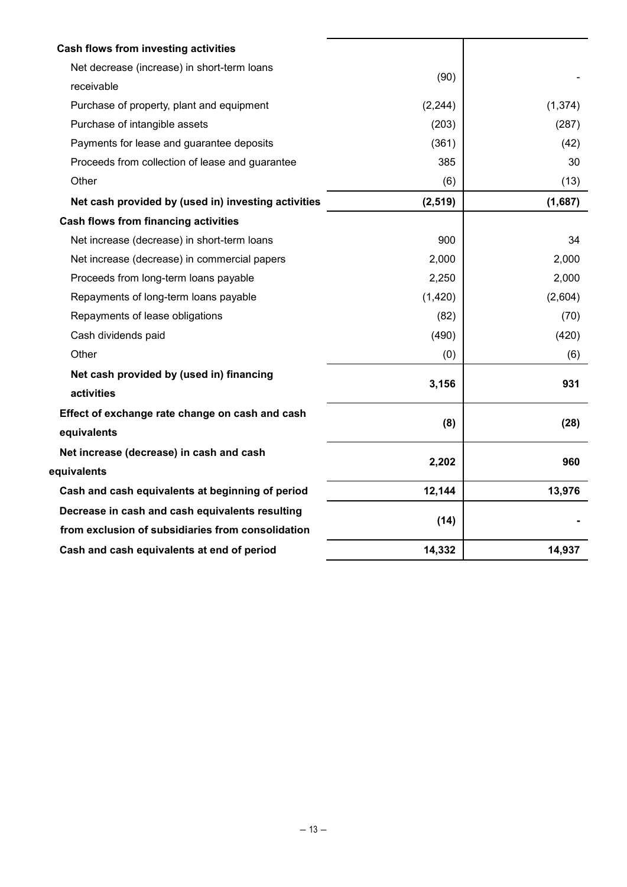| | | |
|---|---|---|
| **Cash flows from investing activities** | | |
| Net decrease (increase) in short-term loans receivable | (90) | - |
| Purchase of property, plant and equipment | (2,244) | (1,374) |
| Purchase of intangible assets | (203) | (287) |
| Payments for lease and guarantee deposits | (361) | (42) |
| Proceeds from collection of lease and guarantee | 385 | 30 |
| Other | (6) | (13) |
| **Net cash provided by (used in) investing activities** | **(2,519)** | **(1,687)** |
| **Cash flows from financing activities** | | |
| Net increase (decrease) in short-term loans | 900 | 34 |
| Net increase (decrease) in commercial papers | 2,000 | 2,000 |
| Proceeds from long-term loans payable | 2,250 | 2,000 |
| Repayments of long-term loans payable | (1,420) | (2,604) |
| Repayments of lease obligations | (82) | (70) |
| Cash dividends paid | (490) | (420) |
| Other | (0) | (6) |
| **Net cash provided by (used in) financing activities** | **3,156** | **931** |
| **Effect of exchange rate change on cash and cash equivalents** | **(8)** | **(28)** |
| **Net increase (decrease) in cash and cash equivalents** | **2,202** | **960** |
| **Cash and cash equivalents at beginning of period** | **12,144** | **13,976** |
| **Decrease in cash and cash equivalents resulting from exclusion of subsidiaries from consolidation** | **(14)** | **-** |
| **Cash and cash equivalents at end of period** | **14,332** | **14,937** |